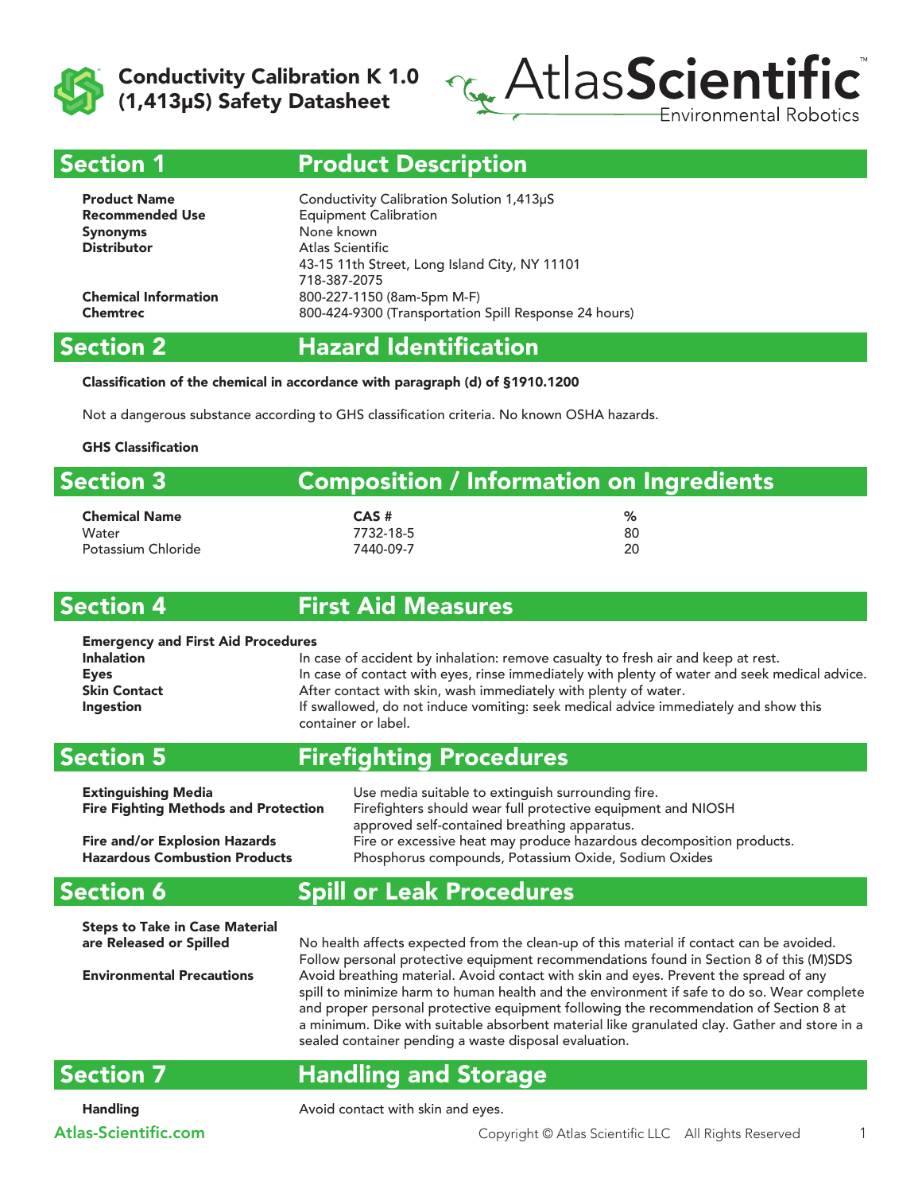# Conductivity Calibration K 1.0 (1,413μS) Safety Datasheet

AtlasScientific™ Environmental Robotics

## Section 1 Product Description

| | |
|---|---|
| **Product Name** | Conductivity Calibration Solution 1,413μS |
| **Recommended Use** | Equipment Calibration |
| **Synonyms** | None known |
| **Distributor** | Atlas Scientific<br>43-15 11th Street, Long Island City, NY 11101<br>718-387-2075 |
| **Chemical Information** | 800-227-1150 (8am-5pm M-F) |
| **Chemtrec** | 800-424-9300 (Transportation Spill Response 24 hours) |

## Section 2 Hazard Identification

**Classification of the chemical in accordance with paragraph (d) of §1910.1200**

Not a dangerous substance according to GHS classification criteria. No known OSHA hazards.

**GHS Classification**

## Section 3 Composition / Information on Ingredients

| Chemical Name | CAS # | % |
|---|---|---|
| Water | 7732-18-5 | 80 |
| Potassium Chloride | 7440-09-7 | 20 |

## Section 4 First Aid Measures

**Emergency and First Aid Procedures**

| | |
|---|---|
| **Inhalation** | In case of accident by inhalation: remove casualty to fresh air and keep at rest. |
| **Eyes** | In case of contact with eyes, rinse immediately with plenty of water and seek medical advice. |
| **Skin Contact** | After contact with skin, wash immediately with plenty of water. |
| **Ingestion** | If swallowed, do not induce vomiting: seek medical advice immediately and show this container or label. |

## Section 5 Firefighting Procedures

| | |
|---|---|
| **Extinguishing Media** | Use media suitable to extinguish surrounding fire. |
| **Fire Fighting Methods and Protection** | Firefighters should wear full protective equipment and NIOSH approved self-contained breathing apparatus. |
| **Fire and/or Explosion Hazards** | Fire or excessive heat may produce hazardous decomposition products. |
| **Hazardous Combustion Products** | Phosphorus compounds, Potassium Oxide, Sodium Oxides |

## Section 6 Spill or Leak Procedures

| | |
|---|---|
| **Steps to Take in Case Material are Released or Spilled** | No health affects expected from the clean-up of this material if contact can be avoided. Follow personal protective equipment recommendations found in Section 8 of this (M)SDS |
| **Environmental Precautions** | Avoid breathing material. Avoid contact with skin and eyes. Prevent the spread of any spill to minimize harm to human health and the environment if safe to do so. Wear complete and proper personal protective equipment following the recommendation of Section 8 at a minimum. Dike with suitable absorbent material like granulated clay. Gather and store in a sealed container pending a waste disposal evaluation. |

## Section 7 Handling and Storage

| | |
|---|---|
| **Handling** | Avoid contact with skin and eyes. |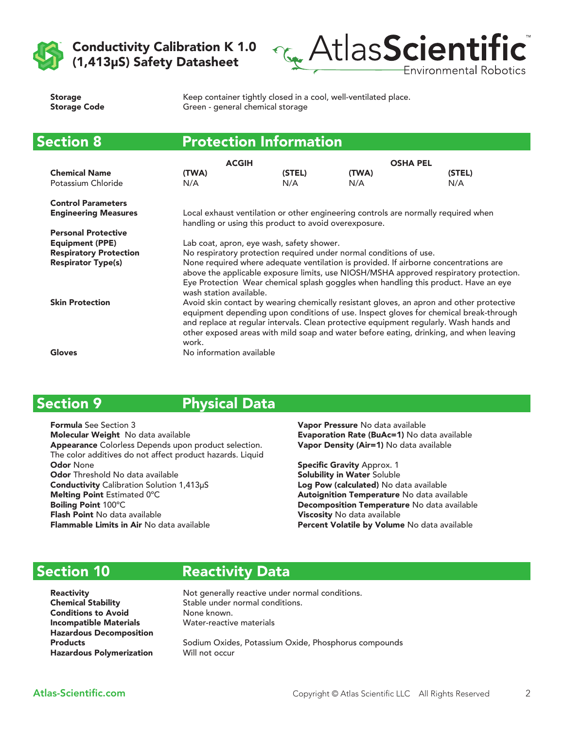| | |
|---|---|
| **Storage** | Keep container tightly closed in a cool, well-ventilated place. |
| **Storage Code** | Green - general chemical storage |

## Section 8 Protection Information

| | ACGIH | | OSHA PEL | |
|---|---|---|---|---|
| **Chemical Name** | **(TWA)** | **(STEL)** | **(TWA)** | **(STEL)** |
| Potassium Chloride | N/A | N/A | N/A | N/A |

**Control Parameters**

**Engineering Measures** Local exhaust ventilation or other engineering controls are normally required when handling or using this product to avoid overexposure.

**Personal Protective Equipment (PPE)** Lab coat, apron, eye wash, safety shower.

**Respiratory Protection** No respiratory protection required under normal conditions of use.

**Respirator Type(s)** None required where adequate ventilation is provided. If airborne concentrations are above the applicable exposure limits, use NIOSH/MSHA approved respiratory protection. Eye Protection Wear chemical splash goggles when handling this product. Have an eye wash station available.

**Skin Protection** Avoid skin contact by wearing chemically resistant gloves, an apron and other protective equipment depending upon conditions of use. Inspect gloves for chemical break-through and replace at regular intervals. Clean protective equipment regularly. Wash hands and other exposed areas with mild soap and water before eating, drinking, and when leaving work.

**Gloves** No information available

## Section 9 Physical Data

**Formula** See Section 3
**Molecular Weight** No data available
**Appearance** Colorless Depends upon product selection. The color additives do not affect product hazards. Liquid
**Odor** None
**Odor** Threshold No data available
**Conductivity** Calibration Solution 1,413µS
**Melting Point** Estimated 0°C
**Boiling Point** 100°C
**Flash Point** No data available
**Flammable Limits in Air** No data available

**Vapor Pressure** No data available
**Evaporation Rate (BuAc=1)** No data available
**Vapor Density (Air=1)** No data available

**Specific Gravity** Approx. 1
**Solubility in Water** Soluble
**Log Pow (calculated)** No data available
**Autoignition Temperature** No data available
**Decomposition Temperature** No data available
**Viscosity** No data available
**Percent Volatile by Volume** No data available

## Section 10 Reactivity Data

| | |
|---|---|
| **Reactivity** | Not generally reactive under normal conditions. |
| **Chemical Stability** | Stable under normal conditions. |
| **Conditions to Avoid** | None known. |
| **Incompatible Materials** | Water-reactive materials |
| **Hazardous Decomposition Products** | Sodium Oxides, Potassium Oxide, Phosphorus compounds |
| **Hazardous Polymerization** | Will not occur |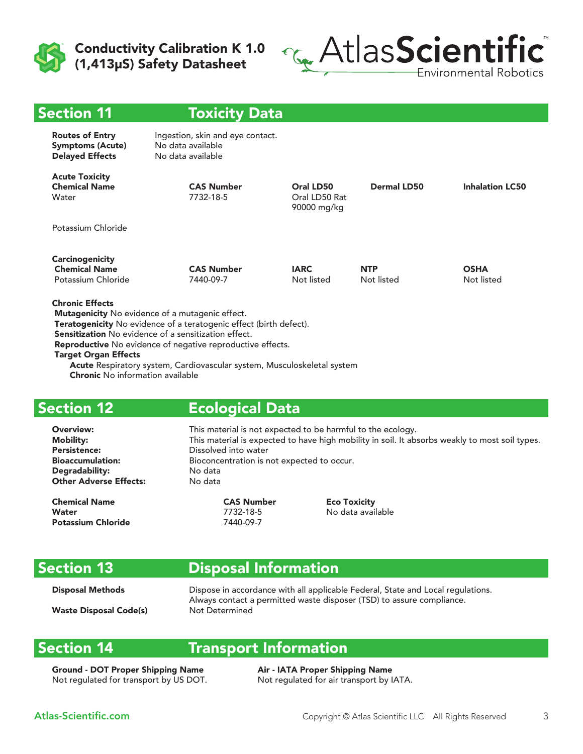## Section 11 Toxicity Data

**Routes of Entry** Ingestion, skin and eye contact.
**Symptoms (Acute)** No data available
**Delayed Effects** No data available

**Acute Toxicity**

| Chemical Name | CAS Number | Oral LD50 | Dermal LD50 | Inhalation LC50 |
|---|---|---|---|---|
| Water | 7732-18-5 | Oral LD50 Rat 90000 mg/kg | | |
| Potassium Chloride | | | | |

**Carcinogenicity**

| Chemical Name | CAS Number | IARC | NTP | OSHA |
|---|---|---|---|---|
| Potassium Chloride | 7440-09-7 | Not listed | Not listed | Not listed |

**Chronic Effects**

**Mutagenicity** No evidence of a mutagenic effect.
**Teratogenicity** No evidence of a teratogenic effect (birth defect).
**Sensitization** No evidence of a sensitization effect.
**Reproductive** No evidence of negative reproductive effects.
**Target Organ Effects**
**Acute** Respiratory system, Cardiovascular system, Musculoskeletal system
**Chronic** No information available

## Section 12 Ecological Data

**Overview:** This material is not expected to be harmful to the ecology.
**Mobility:** This material is expected to have high mobility in soil. It absorbs weakly to most soil types.
**Persistence:** Dissolved into water
**Bioaccumulation:** Bioconcentration is not expected to occur.
**Degradability:** No data
**Other Adverse Effects:** No data

| Chemical Name | CAS Number | Eco Toxicity |
|---|---|---|
| **Water** | 7732-18-5 | No data available |
| **Potassium Chloride** | 7440-09-7 | |

## Section 13 Disposal Information

**Disposal Methods** Dispose in accordance with all applicable Federal, State and Local regulations. Always contact a permitted waste disposer (TSD) to assure compliance.
**Waste Disposal Code(s)** Not Determined

## Section 14 Transport Information

**Ground - DOT Proper Shipping Name**
Not regulated for transport by US DOT.

**Air - IATA Proper Shipping Name**
Not regulated for air transport by IATA.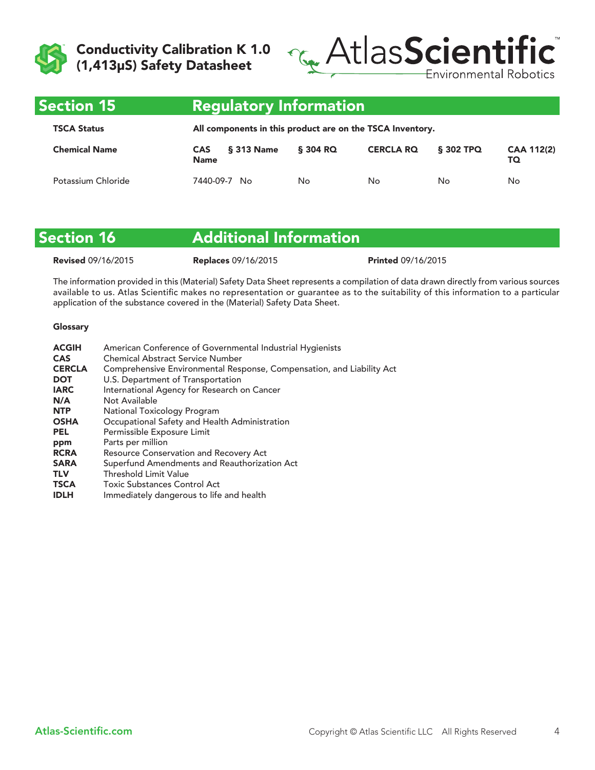## Section 15 Regulatory Information

**TSCA Status** — All components in this product are on the TSCA Inventory.

| Chemical Name | CAS Name | § 313 Name | § 304 RQ | CERCLA RQ | § 302 TPQ | CAA 112(2) TQ |
|---|---|---|---|---|---|---|
| Potassium Chloride | 7440-09-7 | No | No | No | No | No |

## Section 16 Additional Information

**Revised** 09/16/2015 **Replaces** 09/16/2015 **Printed** 09/16/2015

The information provided in this (Material) Safety Data Sheet represents a compilation of data drawn directly from various sources available to us. Atlas Scientific makes no representation or guarantee as to the suitability of this information to a particular application of the substance covered in the (Material) Safety Data Sheet.

**Glossary**

- **ACGIH** American Conference of Governmental Industrial Hygienists
- **CAS** Chemical Abstract Service Number
- **CERCLA** Comprehensive Environmental Response, Compensation, and Liability Act
- **DOT** U.S. Department of Transportation
- **IARC** International Agency for Research on Cancer
- **N/A** Not Available
- **NTP** National Toxicology Program
- **OSHA** Occupational Safety and Health Administration
- **PEL** Permissible Exposure Limit
- **ppm** Parts per million
- **RCRA** Resource Conservation and Recovery Act
- **SARA** Superfund Amendments and Reauthorization Act
- **TLV** Threshold Limit Value
- **TSCA** Toxic Substances Control Act
- **IDLH** Immediately dangerous to life and health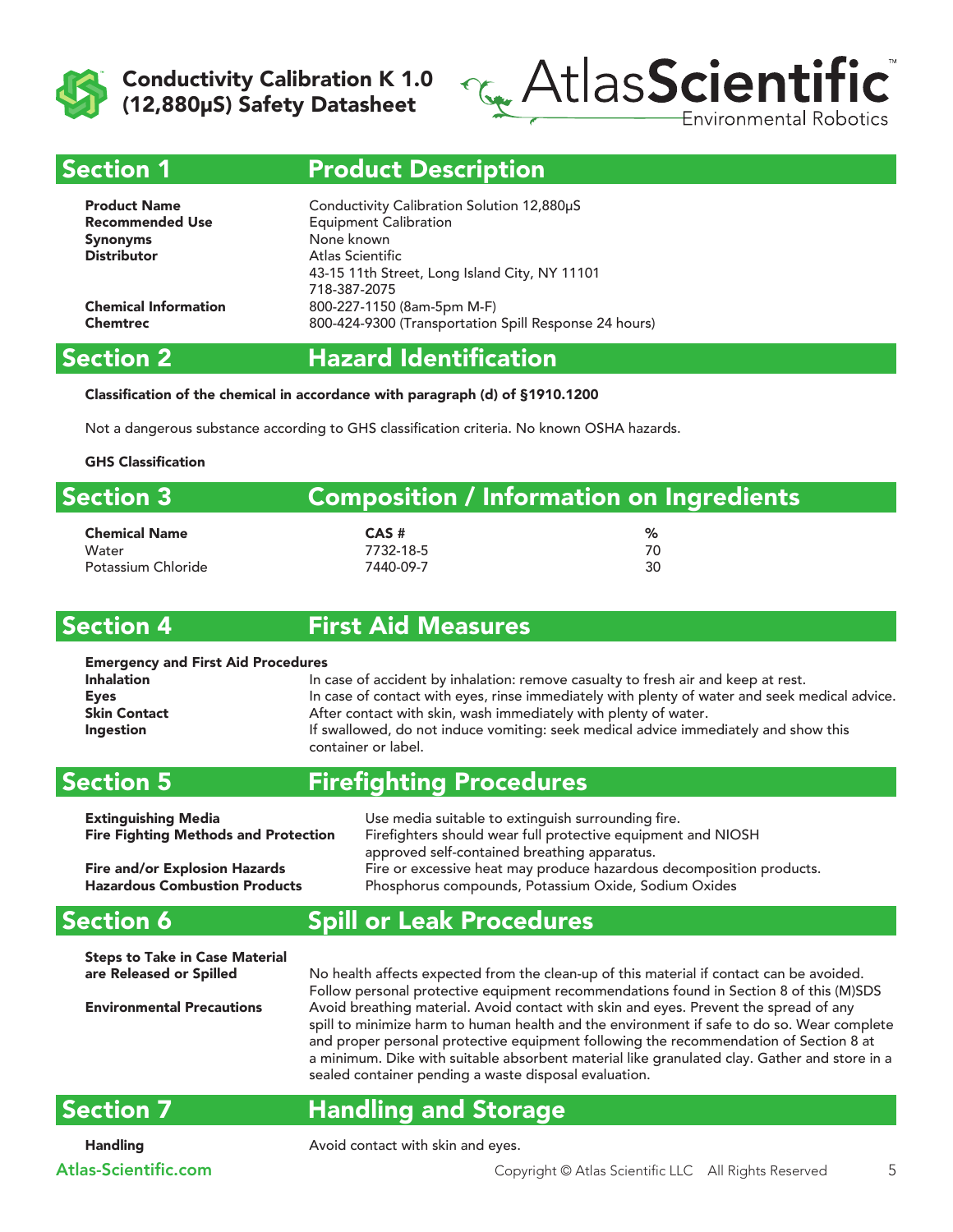# Conductivity Calibration K 1.0 (12,880μS) Safety Datasheet

## Section 1 Product Description

**Product Name** Conductivity Calibration Solution 12,880μS
**Recommended Use** Equipment Calibration
**Synonyms** None known
**Distributor** Atlas Scientific
43-15 11th Street, Long Island City, NY 11101
718-387-2075
**Chemical Information** 800-227-1150 (8am-5pm M-F)
**Chemtrec** 800-424-9300 (Transportation Spill Response 24 hours)

## Section 2 Hazard Identification

**Classification of the chemical in accordance with paragraph (d) of §1910.1200**

Not a dangerous substance according to GHS classification criteria. No known OSHA hazards.

**GHS Classification**

## Section 3 Composition / Information on Ingredients

| Chemical Name | CAS # | % |
|---|---|---|
| Water | 7732-18-5 | 70 |
| Potassium Chloride | 7440-09-7 | 30 |

## Section 4 First Aid Measures

**Emergency and First Aid Procedures**

**Inhalation** In case of accident by inhalation: remove casualty to fresh air and keep at rest.
**Eyes** In case of contact with eyes, rinse immediately with plenty of water and seek medical advice.
**Skin Contact** After contact with skin, wash immediately with plenty of water.
**Ingestion** If swallowed, do not induce vomiting: seek medical advice immediately and show this container or label.

## Section 5 Firefighting Procedures

**Extinguishing Media** Use media suitable to extinguish surrounding fire.
**Fire Fighting Methods and Protection** Firefighters should wear full protective equipment and NIOSH approved self-contained breathing apparatus.
**Fire and/or Explosion Hazards** Fire or excessive heat may produce hazardous decomposition products.
**Hazardous Combustion Products** Phosphorus compounds, Potassium Oxide, Sodium Oxides

## Section 6 Spill or Leak Procedures

**Steps to Take in Case Material are Released or Spilled** No health affects expected from the clean-up of this material if contact can be avoided. Follow personal protective equipment recommendations found in Section 8 of this (M)SDS

**Environmental Precautions** Avoid breathing material. Avoid contact with skin and eyes. Prevent the spread of any spill to minimize harm to human health and the environment if safe to do so. Wear complete and proper personal protective equipment following the recommendation of Section 8 at a minimum. Dike with suitable absorbent material like granulated clay. Gather and store in a sealed container pending a waste disposal evaluation.

## Section 7 Handling and Storage

**Handling** Avoid contact with skin and eyes.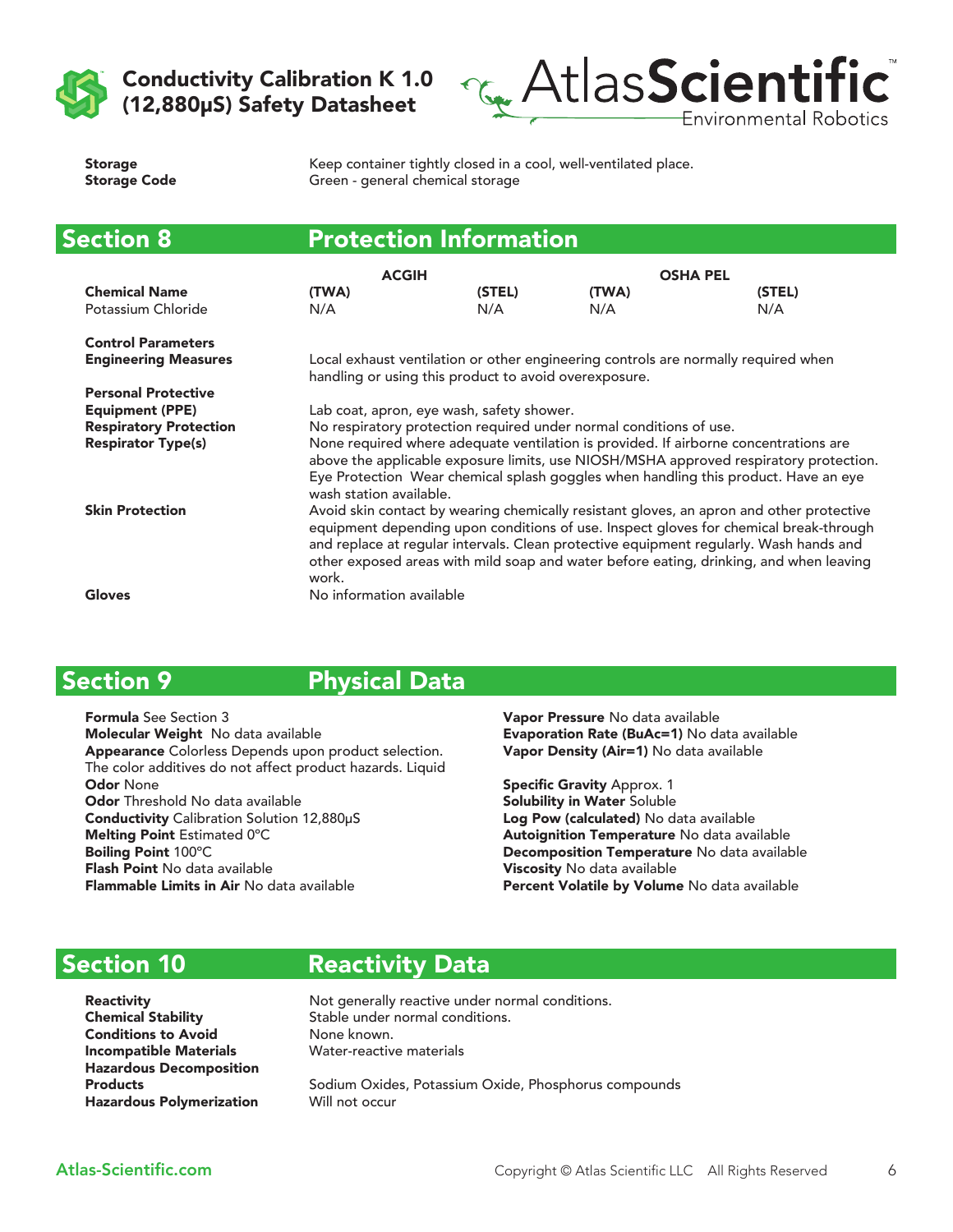**Storage** Keep container tightly closed in a cool, well-ventilated place.
**Storage Code** Green - general chemical storage

## Section 8 Protection Information

| Chemical Name | ACGIH (TWA) | ACGIH (STEL) | OSHA PEL (TWA) | OSHA PEL (STEL) |
|---|---|---|---|---|
| Potassium Chloride | N/A | N/A | N/A | N/A |

**Control Parameters**

**Engineering Measures** Local exhaust ventilation or other engineering controls are normally required when handling or using this product to avoid overexposure.

**Personal Protective Equipment (PPE)** Lab coat, apron, eye wash, safety shower.

**Respiratory Protection** No respiratory protection required under normal conditions of use.

**Respirator Type(s)** None required where adequate ventilation is provided. If airborne concentrations are above the applicable exposure limits, use NIOSH/MSHA approved respiratory protection. Eye Protection Wear chemical splash goggles when handling this product. Have an eye wash station available.

**Skin Protection** Avoid skin contact by wearing chemically resistant gloves, an apron and other protective equipment depending upon conditions of use. Inspect gloves for chemical break-through and replace at regular intervals. Clean protective equipment regularly. Wash hands and other exposed areas with mild soap and water before eating, drinking, and when leaving work.

**Gloves** No information available

## Section 9 Physical Data

**Formula** See Section 3
**Molecular Weight** No data available
**Appearance** Colorless Depends upon product selection. The color additives do not affect product hazards. Liquid
**Odor** None
**Odor** Threshold No data available
**Conductivity** Calibration Solution 12,880µS
**Melting Point** Estimated 0°C
**Boiling Point** 100°C
**Flash Point** No data available
**Flammable Limits in Air** No data available

**Vapor Pressure** No data available
**Evaporation Rate (BuAc=1)** No data available
**Vapor Density (Air=1)** No data available

**Specific Gravity** Approx. 1
**Solubility in Water** Soluble
**Log Pow (calculated)** No data available
**Autoignition Temperature** No data available
**Decomposition Temperature** No data available
**Viscosity** No data available
**Percent Volatile by Volume** No data available

## Section 10 Reactivity Data

**Reactivity** Not generally reactive under normal conditions.
**Chemical Stability** Stable under normal conditions.
**Conditions to Avoid** None known.
**Incompatible Materials** Water-reactive materials
**Hazardous Decomposition Products** Sodium Oxides, Potassium Oxide, Phosphorus compounds
**Hazardous Polymerization** Will not occur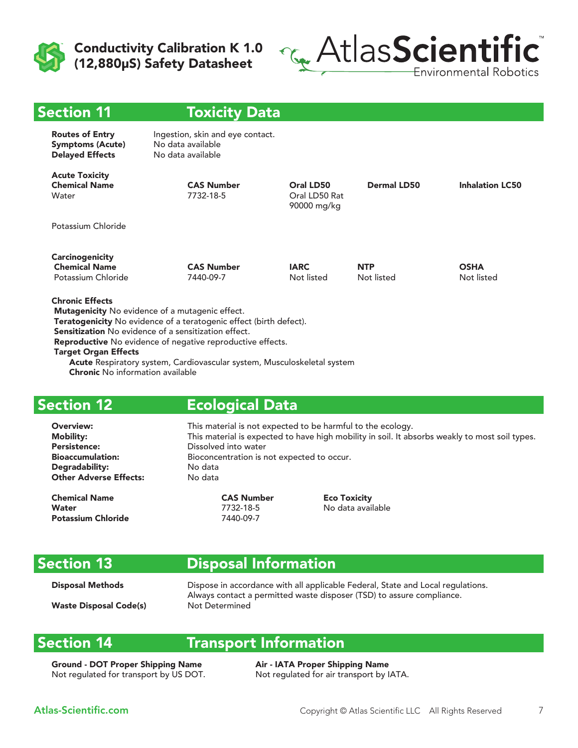# Conductivity Calibration K 1.0 (12,880μS) Safety Datasheet

## Section 11 Toxicity Data

**Routes of Entry** Ingestion, skin and eye contact.
**Symptoms (Acute)** No data available
**Delayed Effects** No data available

**Acute Toxicity**

| Chemical Name | CAS Number | Oral LD50 | Dermal LD50 | Inhalation LC50 |
|---|---|---|---|---|
| Water | 7732-18-5 | Oral LD50 Rat 90000 mg/kg | | |
| Potassium Chloride | | | | |

**Carcinogenicity**

| Chemical Name | CAS Number | IARC | NTP | OSHA |
|---|---|---|---|---|
| Potassium Chloride | 7440-09-7 | Not listed | Not listed | Not listed |

**Chronic Effects**
**Mutagenicity** No evidence of a mutagenic effect.
**Teratogenicity** No evidence of a teratogenic effect (birth defect).
**Sensitization** No evidence of a sensitization effect.
**Reproductive** No evidence of negative reproductive effects.
**Target Organ Effects**
**Acute** Respiratory system, Cardiovascular system, Musculoskeletal system
**Chronic** No information available

## Section 12 Ecological Data

**Overview:** This material is not expected to be harmful to the ecology.
**Mobility:** This material is expected to have high mobility in soil. It absorbs weakly to most soil types.
**Persistence:** Dissolved into water
**Bioaccumulation:** Bioconcentration is not expected to occur.
**Degradability:** No data
**Other Adverse Effects:** No data

| Chemical Name | CAS Number | Eco Toxicity |
|---|---|---|
| **Water** | 7732-18-5 | No data available |
| **Potassium Chloride** | 7440-09-7 | |

## Section 13 Disposal Information

**Disposal Methods** Dispose in accordance with all applicable Federal, State and Local regulations. Always contact a permitted waste disposer (TSD) to assure compliance.
**Waste Disposal Code(s)** Not Determined

## Section 14 Transport Information

**Ground - DOT Proper Shipping Name**
Not regulated for transport by US DOT.

**Air - IATA Proper Shipping Name**
Not regulated for air transport by IATA.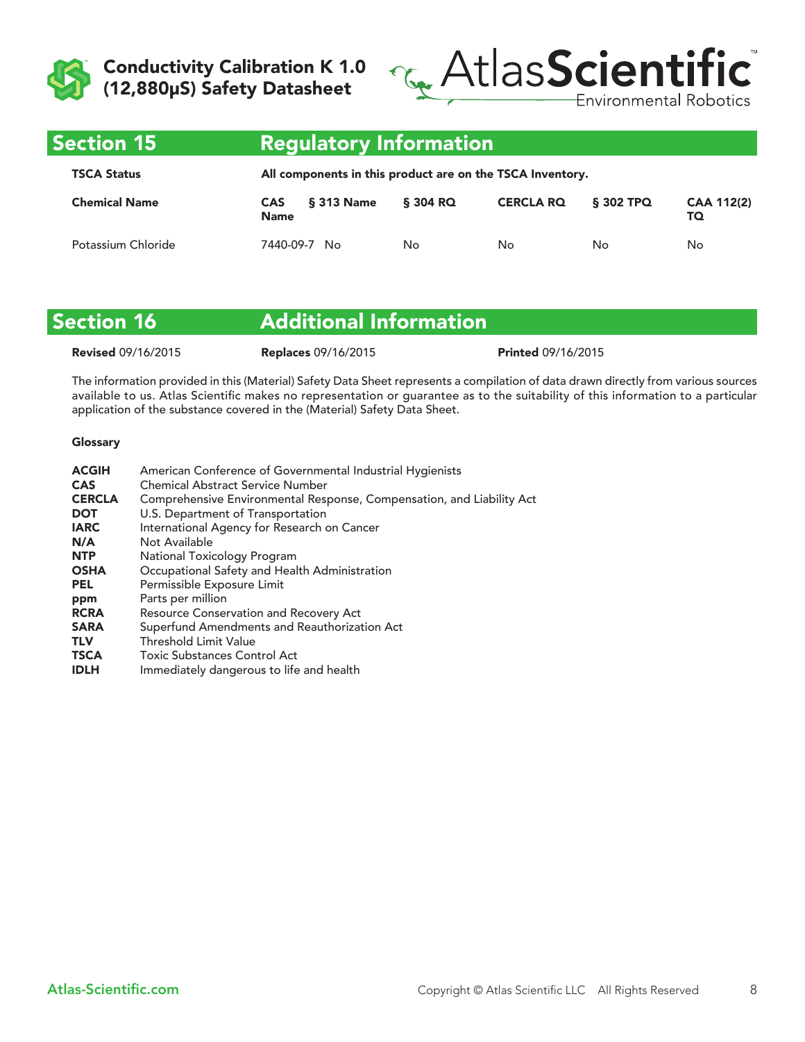## Section 15 Regulatory Information

**TSCA Status** — **All components in this product are on the TSCA Inventory.**

| Chemical Name | CAS Name | § 313 Name | § 304 RQ | CERCLA RQ | § 302 TPQ | CAA 112(2) TQ |
|---|---|---|---|---|---|---|
| Potassium Chloride | 7440-09-7 | No | No | No | No | No |

## Section 16 Additional Information

**Revised** 09/16/2015 **Replaces** 09/16/2015 **Printed** 09/16/2015

The information provided in this (Material) Safety Data Sheet represents a compilation of data drawn directly from various sources available to us. Atlas Scientific makes no representation or guarantee as to the suitability of this information to a particular application of the substance covered in the (Material) Safety Data Sheet.

**Glossary**

| | |
|---|---|
| **ACGIH** | American Conference of Governmental Industrial Hygienists |
| **CAS** | Chemical Abstract Service Number |
| **CERCLA** | Comprehensive Environmental Response, Compensation, and Liability Act |
| **DOT** | U.S. Department of Transportation |
| **IARC** | International Agency for Research on Cancer |
| **N/A** | Not Available |
| **NTP** | National Toxicology Program |
| **OSHA** | Occupational Safety and Health Administration |
| **PEL** | Permissible Exposure Limit |
| **ppm** | Parts per million |
| **RCRA** | Resource Conservation and Recovery Act |
| **SARA** | Superfund Amendments and Reauthorization Act |
| **TLV** | Threshold Limit Value |
| **TSCA** | Toxic Substances Control Act |
| **IDLH** | Immediately dangerous to life and health |